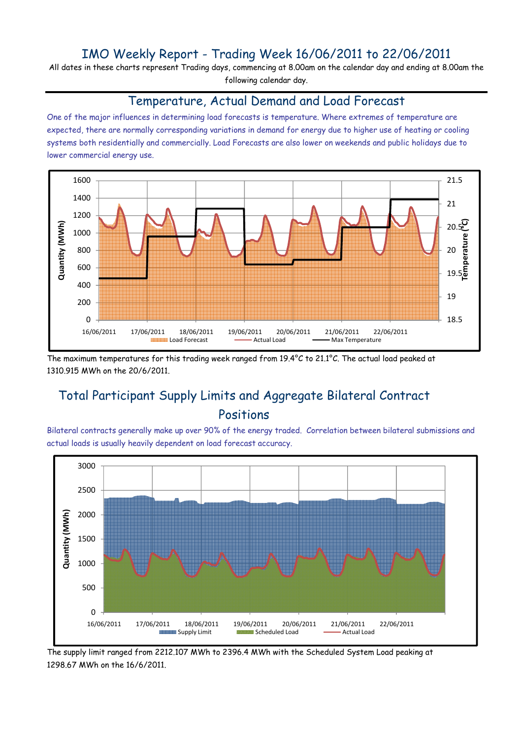# IMO Weekly Report - Trading Week 16/06/2011 to 22/06/2011

All dates in these charts represent Trading days, commencing at 8.00am on the calendar day and ending at 8.00am the following calendar day.

## Temperature, Actual Demand and Load Forecast

One of the major influences in determining load forecasts is temperature. Where extremes of temperature are expected, there are normally corresponding variations in demand for energy due to higher use of heating or cooling systems both residentially and commercially. Load Forecasts are also lower on weekends and public holidays due to lower commercial energy use.

The maximum temperatures for this trading week ranged from 19.4°C to 21.1°C. The actual load peaked at 1310.915 MWh on the 20/6/2011.

## Total Participant Supply Limits and Aggregate Bilateral Contract Positions

Bilateral contracts generally make up over 90% of the energy traded. Correlation between bilateral submissions and actual loads is usually heavily dependent on load forecast accuracy.

The supply limit ranged from 2212.107 MWh to 2396.4 MWh with the Scheduled System Load peaking at 1298.67 MWh on the 16/6/2011.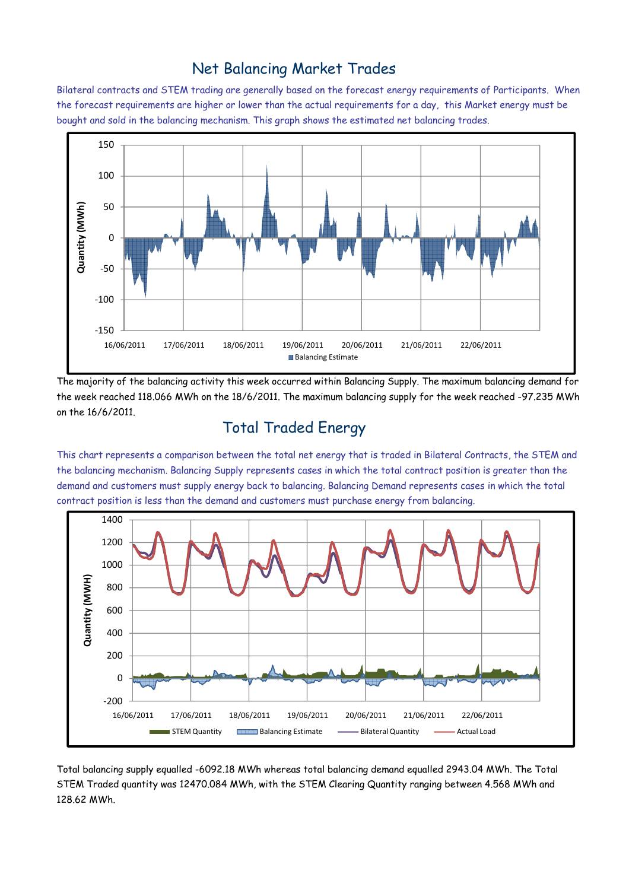## Net Balancing Market Trades

Bilateral contracts and STEM trading are generally based on the forecast energy requirements of Participants. When the forecast requirements are higher or lower than the actual requirements for a day, this Market energy must be bought and sold in the balancing mechanism. This graph shows the estimated net balancing trades.

The majority of the balancing activity this week occurred within Balancing Supply. The maximum balancing demand for the week reached 118.066 MWh on the 18/6/2011. The maximum balancing supply for the week reached -97.235 MWh on the 16/6/2011.

## Total Traded Energy

This chart represents a comparison between the total net energy that is traded in Bilateral Contracts, the STEM and the balancing mechanism. Balancing Supply represents cases in which the total contract position is greater than the demand and customers must supply energy back to balancing. Balancing Demand represents cases in which the total contract position is less than the demand and customers must purchase energy from balancing.

Total balancing supply equalled -6092.18 MWh whereas total balancing demand equalled 2943.04 MWh. The Total STEM Traded quantity was 12470.084 MWh, with the STEM Clearing Quantity ranging between 4.568 MWh and 128.62 MWh.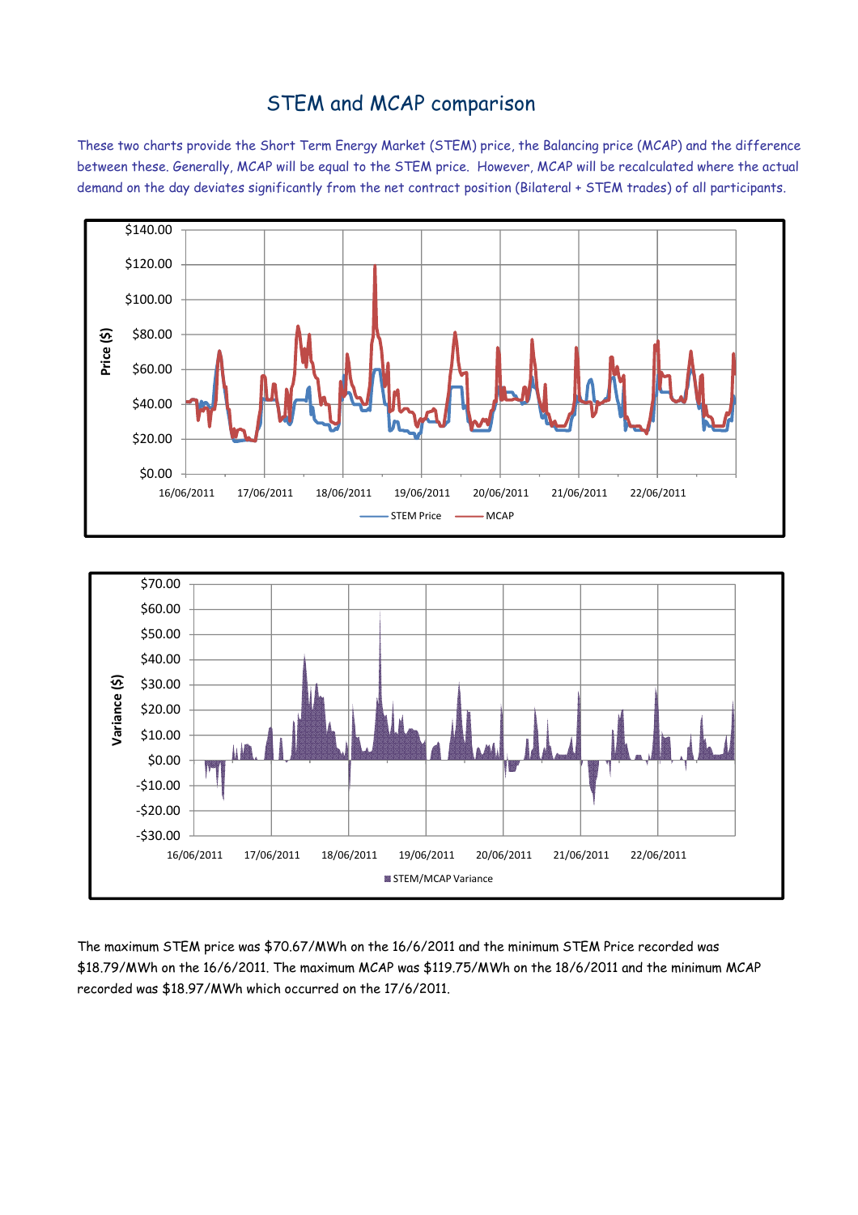# STEM and MCAP comparison

These two charts provide the Short Term Energy Market (STEM) price, the Balancing price (MCAP) and the difference between these. Generally, MCAP will be equal to the STEM price. However, MCAP will be recalculated where the actual demand on the day deviates significantly from the net contract position (Bilateral + STEM trades) of all participants.

Price ($)

$140.00
$120.00
$100.00
$80.00
$60.00
$40.00
$20.00
$0.00

16/06/2011 17/06/2011 18/06/2011 19/06/2011 20/06/2011 21/06/2011 22/06/2011

STEM Price MCAP

Variance ($)

$70.00
$60.00
$50.00
$40.00
$30.00
$20.00
$10.00
$0.00
-$10.00
-$20.00
-$30.00

16/06/2011 17/06/2011 18/06/2011 19/06/2011 20/06/2011 21/06/2011 22/06/2011

STEM/MCAP Variance

The maximum STEM price was $70.67/MWh on the 16/6/2011 and the minimum STEM Price recorded was $18.79/MWh on the 16/6/2011. The maximum MCAP was $119.75/MWh on the 18/6/2011 and the minimum MCAP recorded was $18.97/MWh which occurred on the 17/6/2011.